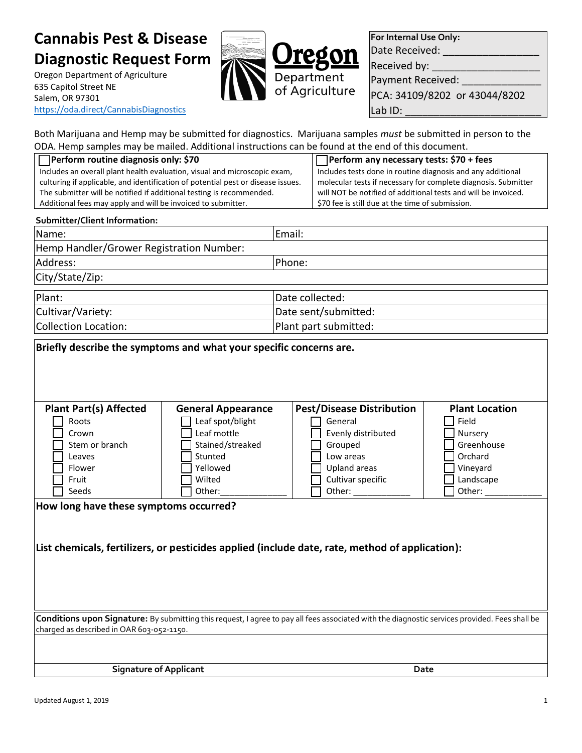# Cannabis Pest & Disease Diagnostic Request Form

Oregon Department of Agriculture
635 Capitol Street NE
Salem, OR 97301
https://oda.direct/CannabisDiagnostics

Oregon Department of Agriculture

| For Internal Use Only: |
|---|
| Date Received: ________________ |
| Received by: __________________ |
| Payment Received: ______________ |
| PCA: 34109/8202 or 43044/8202 |
| Lab ID: _______________________ |

Both Marijuana and Hemp may be submitted for diagnostics. Marijuana samples *must* be submitted in person to the ODA. Hemp samples may be mailed. Additional instructions can be found at the end of this document.

| ☐ **Perform routine diagnosis only: $70** | ☐ **Perform any necessary tests: $70 + fees** |
|---|---|
| Includes an overall plant health evaluation, visual and microscopic exam, culturing if applicable, and identification of potential pest or disease issues. The submitter will be notified if additional testing is recommended. Additional fees may apply and will be invoiced to submitter. | Includes tests done in routine diagnosis and any additional molecular tests if necessary for complete diagnosis. Submitter will NOT be notified of additional tests and will be invoiced. $70 fee is still due at the time of submission. |

**Submitter/Client Information:**

| Name: | Email: |
|---|---|
| Hemp Handler/Grower Registration Number: | |
| Address: | Phone: |
| City/State/Zip: | |

| Plant: | Date collected: |
|---|---|
| Cultivar/Variety: | Date sent/submitted: |
| Collection Location: | Plant part submitted: |

**Briefly describe the symptoms and what your specific concerns are.**

| Plant Part(s) Affected | General Appearance | Pest/Disease Distribution | Plant Location |
|---|---|---|---|
| ☐ Roots | ☐ Leaf spot/blight | ☐ General | ☐ Field |
| ☐ Crown | ☐ Leaf mottle | ☐ Evenly distributed | ☐ Nursery |
| ☐ Stem or branch | ☐ Stained/streaked | ☐ Grouped | ☐ Greenhouse |
| ☐ Leaves | ☐ Stunted | ☐ Low areas | ☐ Orchard |
| ☐ Flower | ☐ Yellowed | ☐ Upland areas | ☐ Vineyard |
| ☐ Fruit | ☐ Wilted | ☐ Cultivar specific | ☐ Landscape |
| ☐ Seeds | ☐ Other:______________ | ☐ Other: ____________ | ☐ Other: ____________ |

**How long have these symptoms occurred?**

**List chemicals, fertilizers, or pesticides applied (include date, rate, method of application):**

**Conditions upon Signature:** By submitting this request, I agree to pay all fees associated with the diagnostic services provided. Fees shall be charged as described in OAR 603-052-1150.

| **Signature of Applicant** | **Date** |
|---|---|

Updated August 1, 2019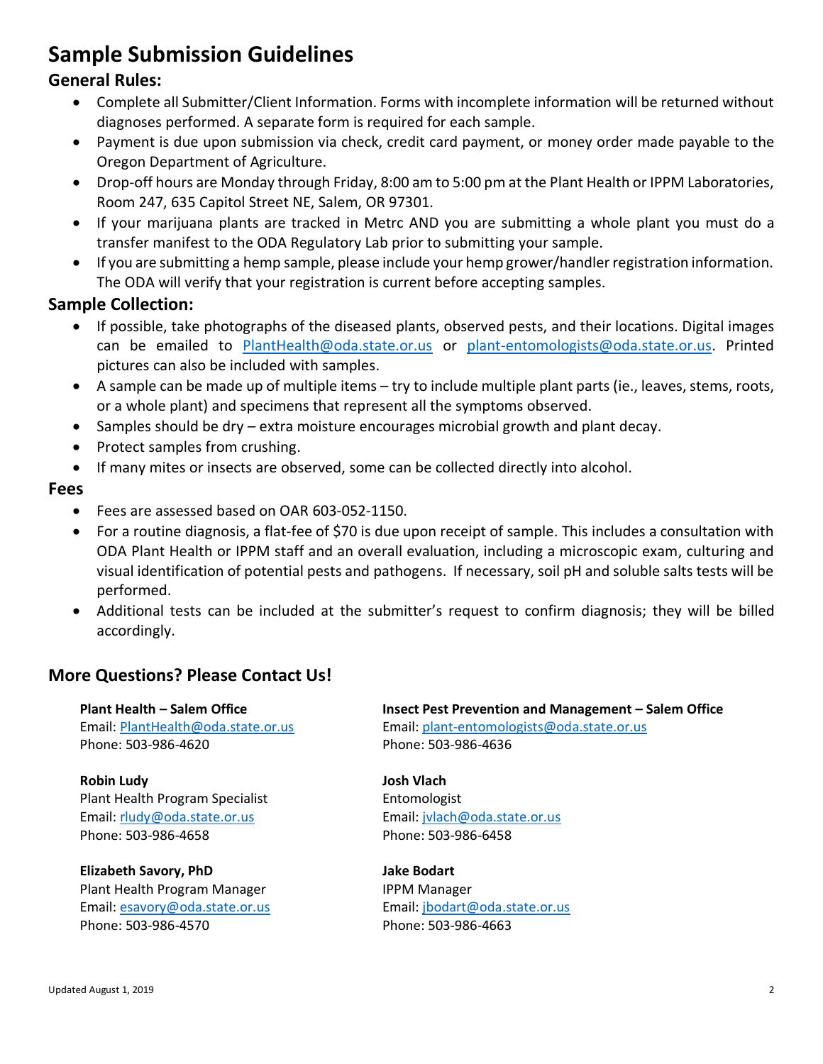# Sample Submission Guidelines

## General Rules:

- Complete all Submitter/Client Information. Forms with incomplete information will be returned without diagnoses performed. A separate form is required for each sample.
- Payment is due upon submission via check, credit card payment, or money order made payable to the Oregon Department of Agriculture.
- Drop-off hours are Monday through Friday, 8:00 am to 5:00 pm at the Plant Health or IPPM Laboratories, Room 247, 635 Capitol Street NE, Salem, OR 97301.
- If your marijuana plants are tracked in Metrc AND you are submitting a whole plant you must do a transfer manifest to the ODA Regulatory Lab prior to submitting your sample.
- If you are submitting a hemp sample, please include your hemp grower/handler registration information. The ODA will verify that your registration is current before accepting samples.

## Sample Collection:

- If possible, take photographs of the diseased plants, observed pests, and their locations. Digital images can be emailed to PlantHealth@oda.state.or.us or plant-entomologists@oda.state.or.us. Printed pictures can also be included with samples.
- A sample can be made up of multiple items – try to include multiple plant parts (ie., leaves, stems, roots, or a whole plant) and specimens that represent all the symptoms observed.
- Samples should be dry – extra moisture encourages microbial growth and plant decay.
- Protect samples from crushing.
- If many mites or insects are observed, some can be collected directly into alcohol.

## Fees

- Fees are assessed based on OAR 603-052-1150.
- For a routine diagnosis, a flat-fee of $70 is due upon receipt of sample. This includes a consultation with ODA Plant Health or IPPM staff and an overall evaluation, including a microscopic exam, culturing and visual identification of potential pests and pathogens. If necessary, soil pH and soluble salts tests will be performed.
- Additional tests can be included at the submitter's request to confirm diagnosis; they will be billed accordingly.

## More Questions? Please Contact Us!

**Plant Health – Salem Office**
Email: PlantHealth@oda.state.or.us
Phone: 503-986-4620

**Robin Ludy**
Plant Health Program Specialist
Email: rludy@oda.state.or.us
Phone: 503-986-4658

**Elizabeth Savory, PhD**
Plant Health Program Manager
Email: esavory@oda.state.or.us
Phone: 503-986-4570

**Insect Pest Prevention and Management – Salem Office**
Email: plant-entomologists@oda.state.or.us
Phone: 503-986-4636

**Josh Vlach**
Entomologist
Email: jvlach@oda.state.or.us
Phone: 503-986-6458

**Jake Bodart**
IPPM Manager
Email: jbodart@oda.state.or.us
Phone: 503-986-4663

Updated August 1, 2019